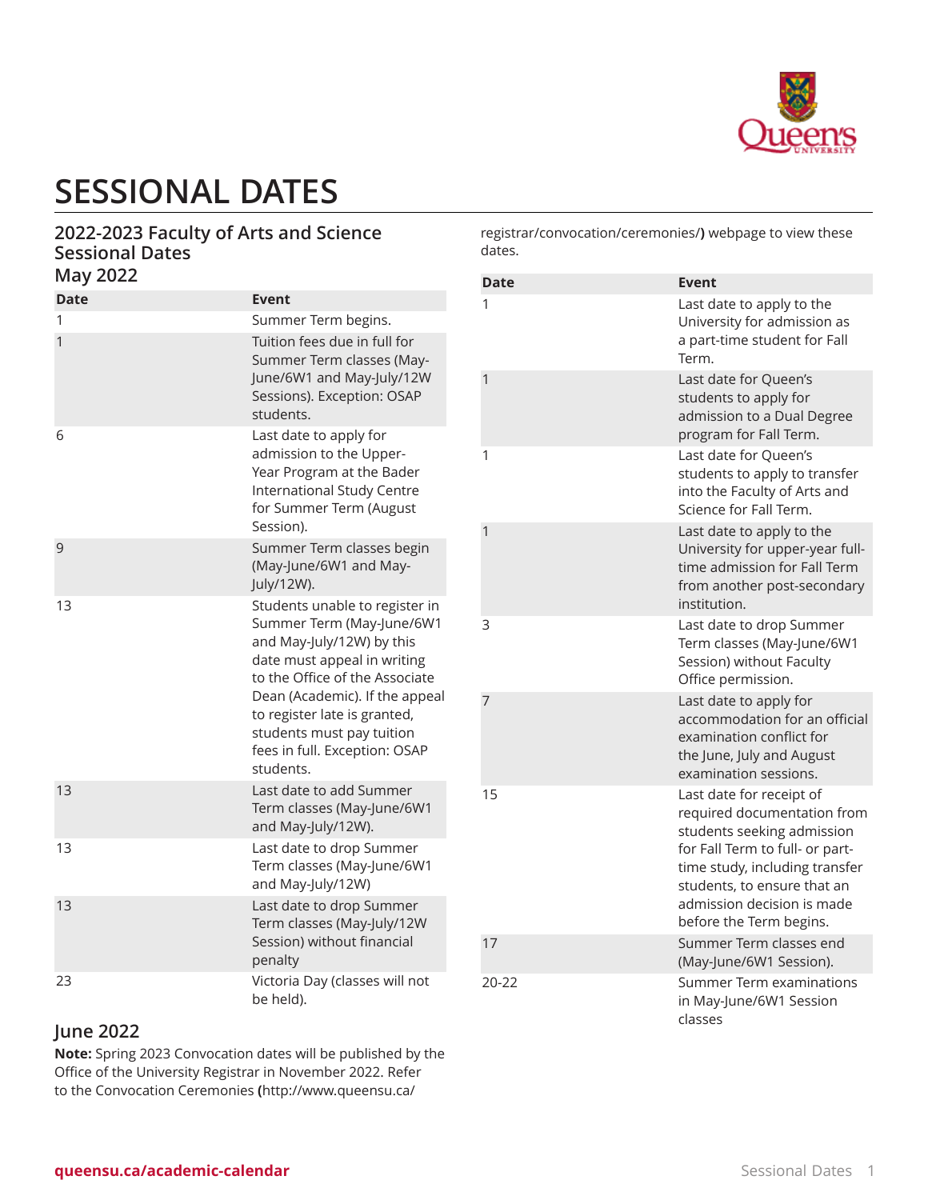# SESSIONAL DATES

## 2022-2023 Faculty of Arts and Science Sessional Dates

### May 2022

| Date | Event |
|---|---|
| 1 | Summer Term begins. |
| 1 | Tuition fees due in full for Summer Term classes (May-June/6W1 and May-July/12W Sessions). Exception: OSAP students. |
| 6 | Last date to apply for admission to the Upper-Year Program at the Bader International Study Centre for Summer Term (August Session). |
| 9 | Summer Term classes begin (May-June/6W1 and May-July/12W). |
| 13 | Students unable to register in Summer Term (May-June/6W1 and May-July/12W) by this date must appeal in writing to the Office of the Associate Dean (Academic). If the appeal to register late is granted, students must pay tuition fees in full. Exception: OSAP students. |
| 13 | Last date to add Summer Term classes (May-June/6W1 and May-July/12W). |
| 13 | Last date to drop Summer Term classes (May-June/6W1 and May-July/12W) |
| 13 | Last date to drop Summer Term classes (May-July/12W Session) without financial penalty |
| 23 | Victoria Day (classes will not be held). |

### June 2022

**Note:** Spring 2023 Convocation dates will be published by the Office of the University Registrar in November 2022. Refer to the Convocation Ceremonies **(**http://www.queensu.ca/registrar/convocation/ceremonies/**)** webpage to view these dates.

| Date | Event |
|---|---|
| 1 | Last date to apply to the University for admission as a part-time student for Fall Term. |
| 1 | Last date for Queen's students to apply for admission to a Dual Degree program for Fall Term. |
| 1 | Last date for Queen's students to apply to transfer into the Faculty of Arts and Science for Fall Term. |
| 1 | Last date to apply to the University for upper-year full-time admission for Fall Term from another post-secondary institution. |
| 3 | Last date to drop Summer Term classes (May-June/6W1 Session) without Faculty Office permission. |
| 7 | Last date to apply for accommodation for an official examination conflict for the June, July and August examination sessions. |
| 15 | Last date for receipt of required documentation from students seeking admission for Fall Term to full- or part-time study, including transfer students, to ensure that an admission decision is made before the Term begins. |
| 17 | Summer Term classes end (May-June/6W1 Session). |
| 20-22 | Summer Term examinations in May-June/6W1 Session classes |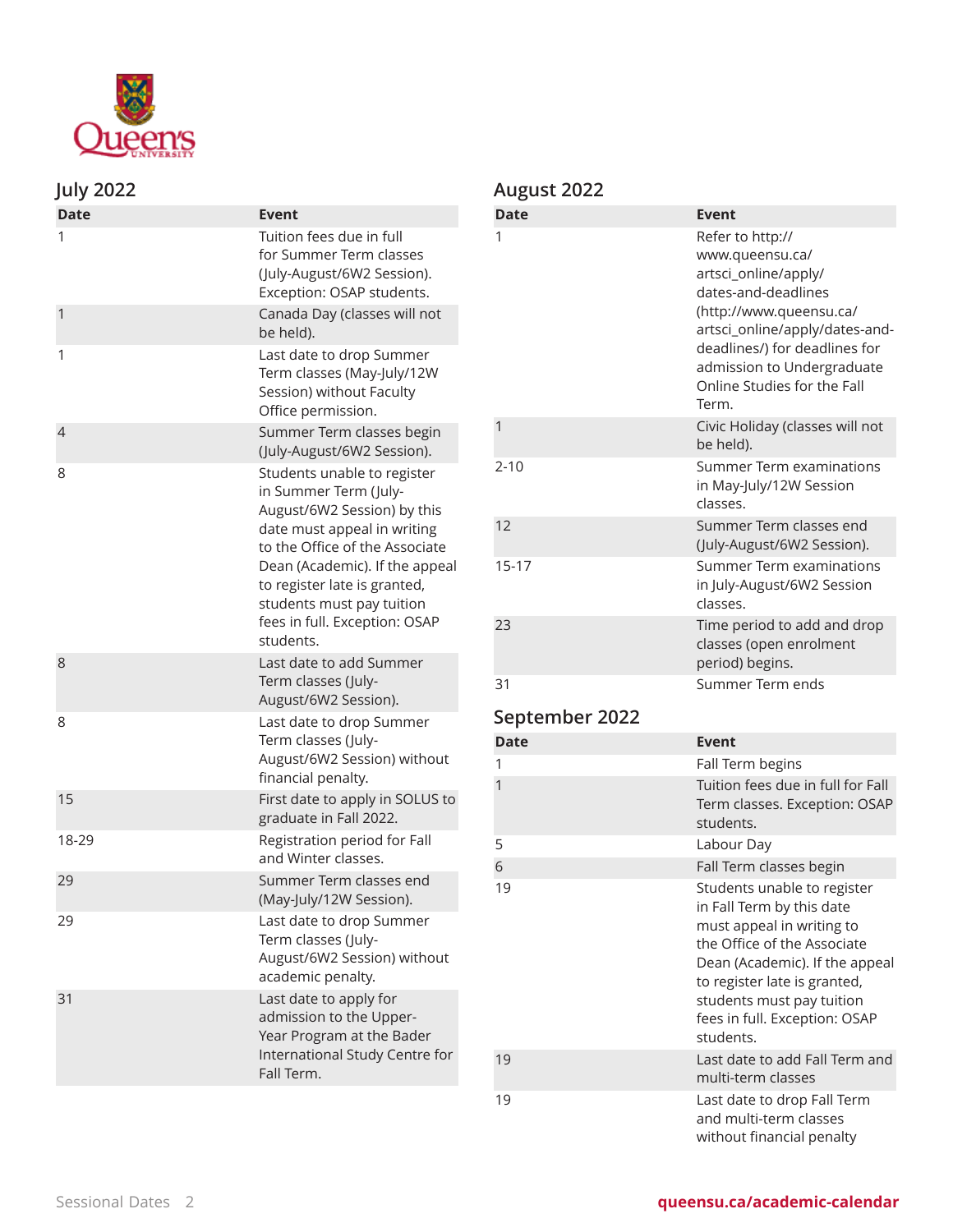## July 2022

| Date | Event |
|---|---|
| 1 | Tuition fees due in full for Summer Term classes (July-August/6W2 Session). Exception: OSAP students. |
| 1 | Canada Day (classes will not be held). |
| 1 | Last date to drop Summer Term classes (May-July/12W Session) without Faculty Office permission. |
| 4 | Summer Term classes begin (July-August/6W2 Session). |
| 8 | Students unable to register in Summer Term (July-August/6W2 Session) by this date must appeal in writing to the Office of the Associate Dean (Academic). If the appeal to register late is granted, students must pay tuition fees in full. Exception: OSAP students. |
| 8 | Last date to add Summer Term classes (July-August/6W2 Session). |
| 8 | Last date to drop Summer Term classes (July-August/6W2 Session) without financial penalty. |
| 15 | First date to apply in SOLUS to graduate in Fall 2022. |
| 18-29 | Registration period for Fall and Winter classes. |
| 29 | Summer Term classes end (May-July/12W Session). |
| 29 | Last date to drop Summer Term classes (July-August/6W2 Session) without academic penalty. |
| 31 | Last date to apply for admission to the Upper-Year Program at the Bader International Study Centre for Fall Term. |

## August 2022

| Date | Event |
|---|---|
| 1 | Refer to http://www.queensu.ca/artsci_online/apply/dates-and-deadlines (http://www.queensu.ca/artsci_online/apply/dates-and-deadlines/) for deadlines for admission to Undergraduate Online Studies for the Fall Term. |
| 1 | Civic Holiday (classes will not be held). |
| 2-10 | Summer Term examinations in May-July/12W Session classes. |
| 12 | Summer Term classes end (July-August/6W2 Session). |
| 15-17 | Summer Term examinations in July-August/6W2 Session classes. |
| 23 | Time period to add and drop classes (open enrolment period) begins. |
| 31 | Summer Term ends |

## September 2022

| Date | Event |
|---|---|
| 1 | Fall Term begins |
| 1 | Tuition fees due in full for Fall Term classes. Exception: OSAP students. |
| 5 | Labour Day |
| 6 | Fall Term classes begin |
| 19 | Students unable to register in Fall Term by this date must appeal in writing to the Office of the Associate Dean (Academic). If the appeal to register late is granted, students must pay tuition fees in full. Exception: OSAP students. |
| 19 | Last date to add Fall Term and multi-term classes |
| 19 | Last date to drop Fall Term and multi-term classes without financial penalty |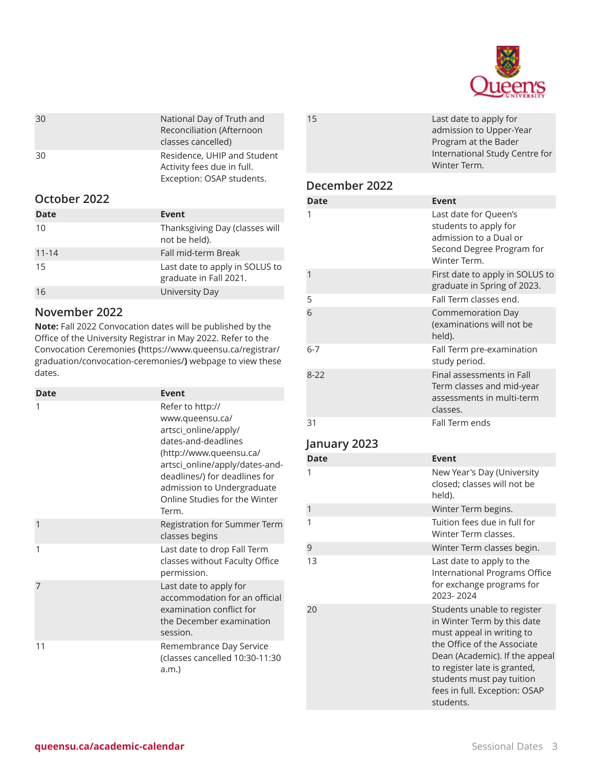| Date | Event |
|---|---|
| 30 | National Day of Truth and Reconciliation (Afternoon classes cancelled) |
| 30 | Residence, UHIP and Student Activity fees due in full. Exception: OSAP students. |

## October 2022

| Date | Event |
|---|---|
| 10 | Thanksgiving Day (classes will not be held). |
| 11-14 | Fall mid-term Break |
| 15 | Last date to apply in SOLUS to graduate in Fall 2021. |
| 16 | University Day |

## November 2022

**Note:** Fall 2022 Convocation dates will be published by the Office of the University Registrar in May 2022. Refer to the Convocation Ceremonies **(**https://www.queensu.ca/registrar/graduation/convocation-ceremonies/**)** webpage to view these dates.

| Date | Event |
|---|---|
| 1 | Refer to http://www.queensu.ca/artsci_online/apply/dates-and-deadlines (http://www.queensu.ca/artsci_online/apply/dates-and-deadlines/) for deadlines for admission to Undergraduate Online Studies for the Winter Term. |
| 1 | Registration for Summer Term classes begins |
| 1 | Last date to drop Fall Term classes without Faculty Office permission. |
| 7 | Last date to apply for accommodation for an official examination conflict for the December examination session. |
| 11 | Remembrance Day Service (classes cancelled 10:30-11:30 a.m.) |
| 15 | Last date to apply for admission to Upper-Year Program at the Bader International Study Centre for Winter Term. |

## December 2022

| Date | Event |
|---|---|
| 1 | Last date for Queen's students to apply for admission to a Dual or Second Degree Program for Winter Term. |
| 1 | First date to apply in SOLUS to graduate in Spring of 2023. |
| 5 | Fall Term classes end. |
| 6 | Commemoration Day (examinations will not be held). |
| 6-7 | Fall Term pre-examination study period. |
| 8-22 | Final assessments in Fall Term classes and mid-year assessments in multi-term classes. |
| 31 | Fall Term ends |

## January 2023

| Date | Event |
|---|---|
| 1 | New Year's Day (University closed; classes will not be held). |
| 1 | Winter Term begins. |
| 1 | Tuition fees due in full for Winter Term classes. |
| 9 | Winter Term classes begin. |
| 13 | Last date to apply to the International Programs Office for exchange programs for 2023- 2024 |
| 20 | Students unable to register in Winter Term by this date must appeal in writing to the Office of the Associate Dean (Academic). If the appeal to register late is granted, students must pay tuition fees in full. Exception: OSAP students. |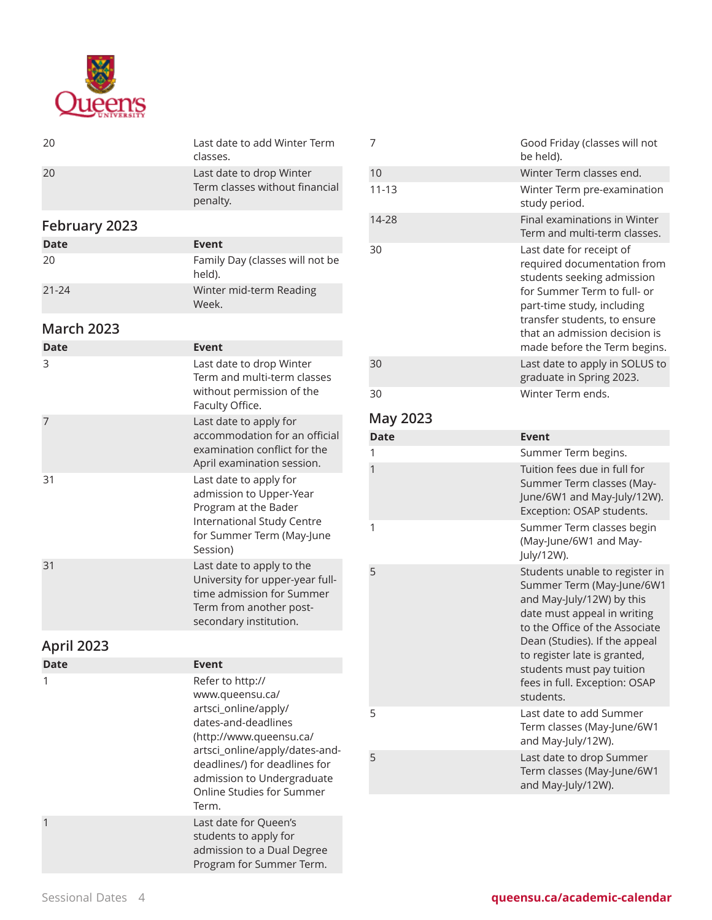| Date | Event |
|---|---|
| 20 | Last date to add Winter Term classes. |
| 20 | Last date to drop Winter Term classes without financial penalty. |

## February 2023

| Date | Event |
|---|---|
| 20 | Family Day (classes will not be held). |
| 21-24 | Winter mid-term Reading Week. |

## March 2023

| Date | Event |
|---|---|
| 3 | Last date to drop Winter Term and multi-term classes without permission of the Faculty Office. |
| 7 | Last date to apply for accommodation for an official examination conflict for the April examination session. |
| 31 | Last date to apply for admission to Upper-Year Program at the Bader International Study Centre for Summer Term (May-June Session) |
| 31 | Last date to apply to the University for upper-year full-time admission for Summer Term from another post-secondary institution. |

## April 2023

| Date | Event |
|---|---|
| 1 | Refer to http://www.queensu.ca/artsci_online/apply/dates-and-deadlines (http://www.queensu.ca/artsci_online/apply/dates-and-deadlines/) for deadlines for admission to Undergraduate Online Studies for Summer Term. |
| 1 | Last date for Queen's students to apply for admission to a Dual Degree Program for Summer Term. |
| 7 | Good Friday (classes will not be held). |
| 10 | Winter Term classes end. |
| 11-13 | Winter Term pre-examination study period. |
| 14-28 | Final examinations in Winter Term and multi-term classes. |
| 30 | Last date for receipt of required documentation from students seeking admission for Summer Term to full- or part-time study, including transfer students, to ensure that an admission decision is made before the Term begins. |
| 30 | Last date to apply in SOLUS to graduate in Spring 2023. |
| 30 | Winter Term ends. |

## May 2023

| Date | Event |
|---|---|
| 1 | Summer Term begins. |
| 1 | Tuition fees due in full for Summer Term classes (May-June/6W1 and May-July/12W). Exception: OSAP students. |
| 1 | Summer Term classes begin (May-June/6W1 and May-July/12W). |
| 5 | Students unable to register in Summer Term (May-June/6W1 and May-July/12W) by this date must appeal in writing to the Office of the Associate Dean (Studies). If the appeal to register late is granted, students must pay tuition fees in full. Exception: OSAP students. |
| 5 | Last date to add Summer Term classes (May-June/6W1 and May-July/12W). |
| 5 | Last date to drop Summer Term classes (May-June/6W1 and May-July/12W). |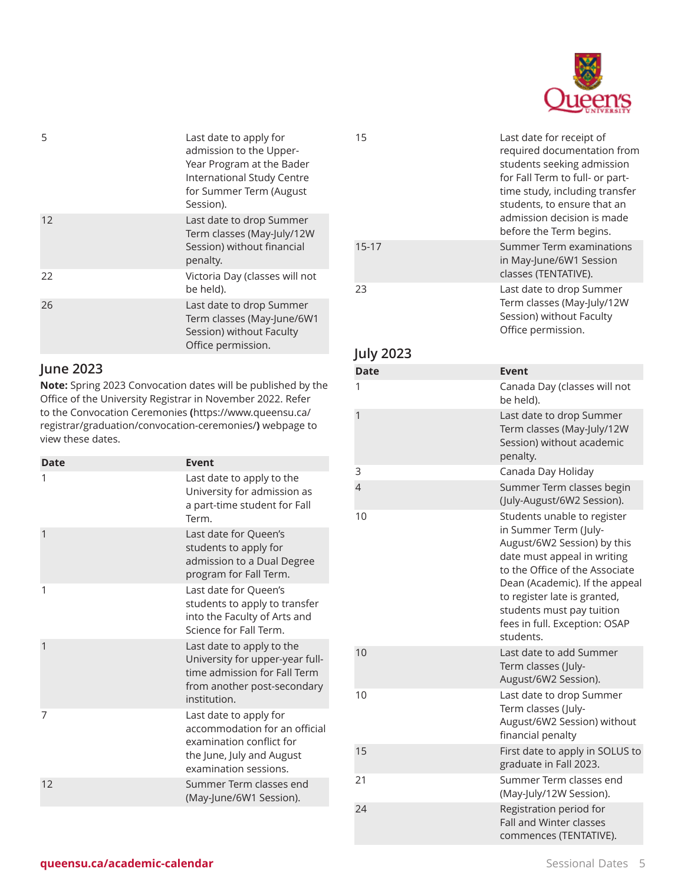| | |
|---|---|
| 5 | Last date to apply for admission to the Upper-Year Program at the Bader International Study Centre for Summer Term (August Session). |
| 12 | Last date to drop Summer Term classes (May-July/12W Session) without financial penalty. |
| 22 | Victoria Day (classes will not be held). |
| 26 | Last date to drop Summer Term classes (May-June/6W1 Session) without Faculty Office permission. |

## June 2023

**Note:** Spring 2023 Convocation dates will be published by the Office of the University Registrar in November 2022. Refer to the Convocation Ceremonies **(**https://www.queensu.ca/registrar/graduation/convocation-ceremonies/**)** webpage to view these dates.

| Date | Event |
|---|---|
| 1 | Last date to apply to the University for admission as a part-time student for Fall Term. |
| 1 | Last date for Queen's students to apply for admission to a Dual Degree program for Fall Term. |
| 1 | Last date for Queen's students to apply to transfer into the Faculty of Arts and Science for Fall Term. |
| 1 | Last date to apply to the University for upper-year full-time admission for Fall Term from another post-secondary institution. |
| 7 | Last date to apply for accommodation for an official examination conflict for the June, July and August examination sessions. |
| 12 | Summer Term classes end (May-June/6W1 Session). |
| 15 | Last date for receipt of required documentation from students seeking admission for Fall Term to full- or part-time study, including transfer students, to ensure that an admission decision is made before the Term begins. |
| 15-17 | Summer Term examinations in May-June/6W1 Session classes (TENTATIVE). |
| 23 | Last date to drop Summer Term classes (May-July/12W Session) without Faculty Office permission. |

## July 2023

| Date | Event |
|---|---|
| 1 | Canada Day (classes will not be held). |
| 1 | Last date to drop Summer Term classes (May-July/12W Session) without academic penalty. |
| 3 | Canada Day Holiday |
| 4 | Summer Term classes begin (July-August/6W2 Session). |
| 10 | Students unable to register in Summer Term (July-August/6W2 Session) by this date must appeal in writing to the Office of the Associate Dean (Academic). If the appeal to register late is granted, students must pay tuition fees in full. Exception: OSAP students. |
| 10 | Last date to add Summer Term classes (July-August/6W2 Session). |
| 10 | Last date to drop Summer Term classes (July-August/6W2 Session) without financial penalty |
| 15 | First date to apply in SOLUS to graduate in Fall 2023. |
| 21 | Summer Term classes end (May-July/12W Session). |
| 24 | Registration period for Fall and Winter classes commences (TENTATIVE). |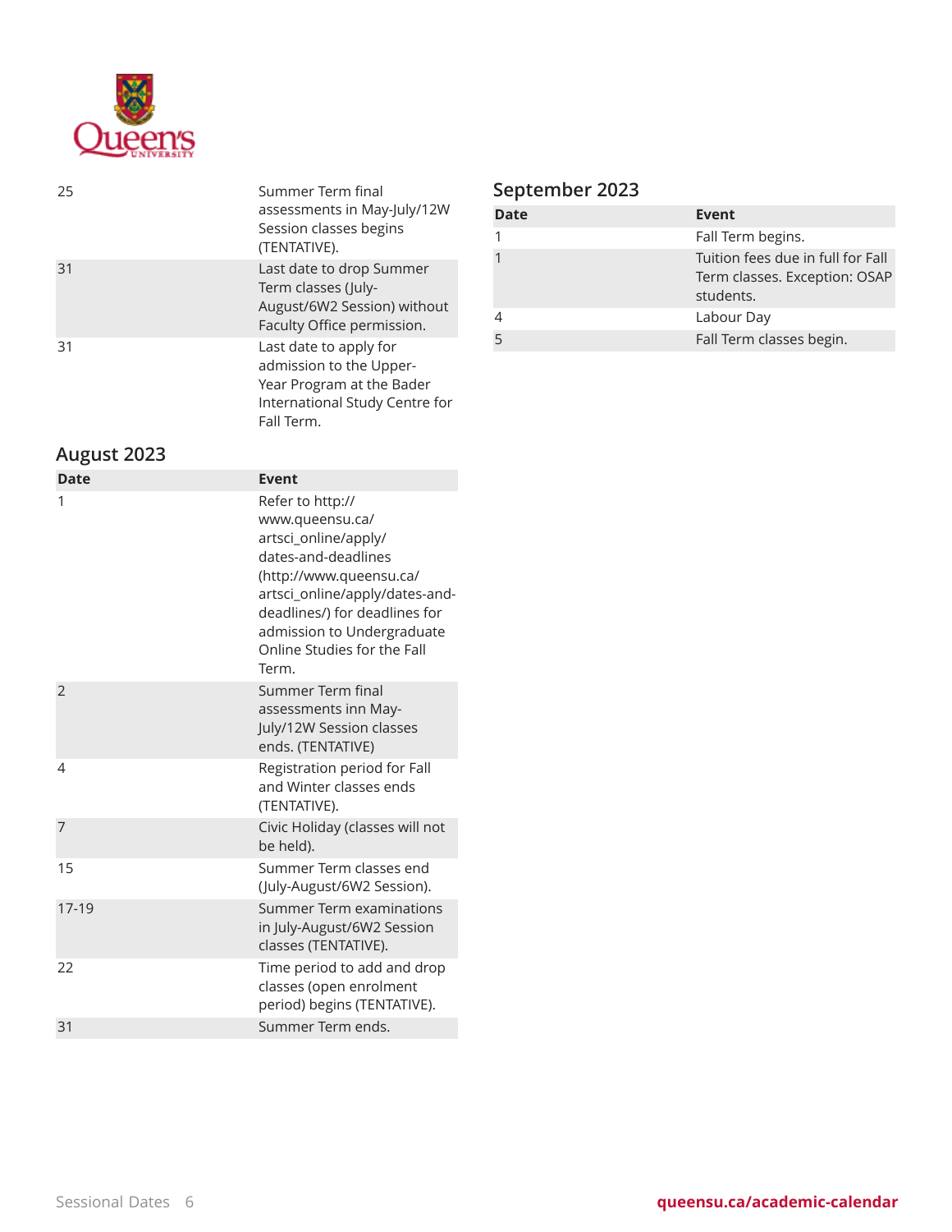| | |
|---|---|
| 25 | Summer Term final assessments in May-July/12W Session classes begins (TENTATIVE). |
| 31 | Last date to drop Summer Term classes (July-August/6W2 Session) without Faculty Office permission. |
| 31 | Last date to apply for admission to the Upper-Year Program at the Bader International Study Centre for Fall Term. |

## August 2023

| Date | Event |
|---|---|
| 1 | Refer to http://www.queensu.ca/artsci_online/apply/dates-and-deadlines (http://www.queensu.ca/artsci_online/apply/dates-and-deadlines/) for deadlines for admission to Undergraduate Online Studies for the Fall Term. |
| 2 | Summer Term final assessments inn May-July/12W Session classes ends. (TENTATIVE) |
| 4 | Registration period for Fall and Winter classes ends (TENTATIVE). |
| 7 | Civic Holiday (classes will not be held). |
| 15 | Summer Term classes end (July-August/6W2 Session). |
| 17-19 | Summer Term examinations in July-August/6W2 Session classes (TENTATIVE). |
| 22 | Time period to add and drop classes (open enrolment period) begins (TENTATIVE). |
| 31 | Summer Term ends. |

## September 2023

| Date | Event |
|---|---|
| 1 | Fall Term begins. |
| 1 | Tuition fees due in full for Fall Term classes. Exception: OSAP students. |
| 4 | Labour Day |
| 5 | Fall Term classes begin. |